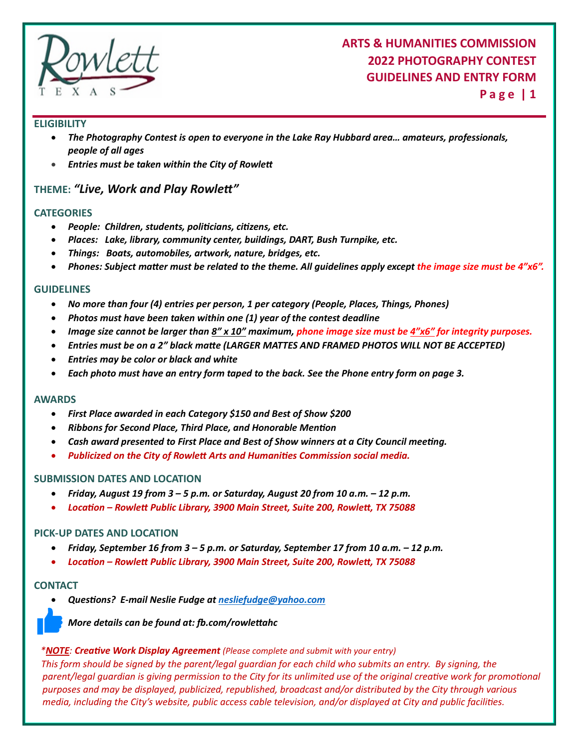Rowlett TEXAS

# ARTS & HUMANITIES COMMISSION 2022 PHOTOGRAPHY CONTEST GUIDELINES AND ENTRY FORM

## ELIGIBILITY

- ***The Photography Contest is open to everyone in the Lake Ray Hubbard area… amateurs, professionals, people of all ages***
- ***Entries must be taken within the City of Rowlett***

## THEME: *"Live, Work and Play Rowlett"*

## CATEGORIES

- ***People: Children, students, politicians, citizens, etc.***
- ***Places: Lake, library, community center, buildings, DART, Bush Turnpike, etc.***
- ***Things: Boats, automobiles, artwork, nature, bridges, etc.***
- ***Phones: Subject matter must be related to the theme. All guidelines apply except the image size must be 4"x6".***

## GUIDELINES

- ***No more than four (4) entries per person, 1 per category (People, Places, Things, Phones)***
- ***Photos must have been taken within one (1) year of the contest deadline***
- ***Image size cannot be larger than 8" x 10" maximum, phone image size must be 4"x6" for integrity purposes.***
- ***Entries must be on a 2" black matte (LARGER MATTES AND FRAMED PHOTOS WILL NOT BE ACCEPTED)***
- ***Entries may be color or black and white***
- ***Each photo must have an entry form taped to the back. See the Phone entry form on page 3.***

## AWARDS

- ***First Place awarded in each Category $150 and Best of Show $200***
- ***Ribbons for Second Place, Third Place, and Honorable Mention***
- ***Cash award presented to First Place and Best of Show winners at a City Council meeting.***
- ***Publicized on the City of Rowlett Arts and Humanities Commission social media.***

## SUBMISSION DATES AND LOCATION

- ***Friday, August 19 from 3 – 5 p.m. or Saturday, August 20 from 10 a.m. – 12 p.m.***
- ***Location – Rowlett Public Library, 3900 Main Street, Suite 200, Rowlett, TX 75088***

## PICK-UP DATES AND LOCATION

- ***Friday, September 16 from 3 – 5 p.m. or Saturday, September 17 from 10 a.m. – 12 p.m.***
- ***Location – Rowlett Public Library, 3900 Main Street, Suite 200, Rowlett, TX 75088***

## CONTACT

- ***Questions? E-mail Neslie Fudge at nesliefudge@yahoo.com***

***More details can be found at: fb.com/rowlettahc***

*\*__NOTE__: **Creative Work Display Agreement** (Please complete and submit with your entry)*
*This form should be signed by the parent/legal guardian for each child who submits an entry. By signing, the parent/legal guardian is giving permission to the City for its unlimited use of the original creative work for promotional purposes and may be displayed, publicized, republished, broadcast and/or distributed by the City through various media, including the City's website, public access cable television, and/or displayed at City and public facilities.*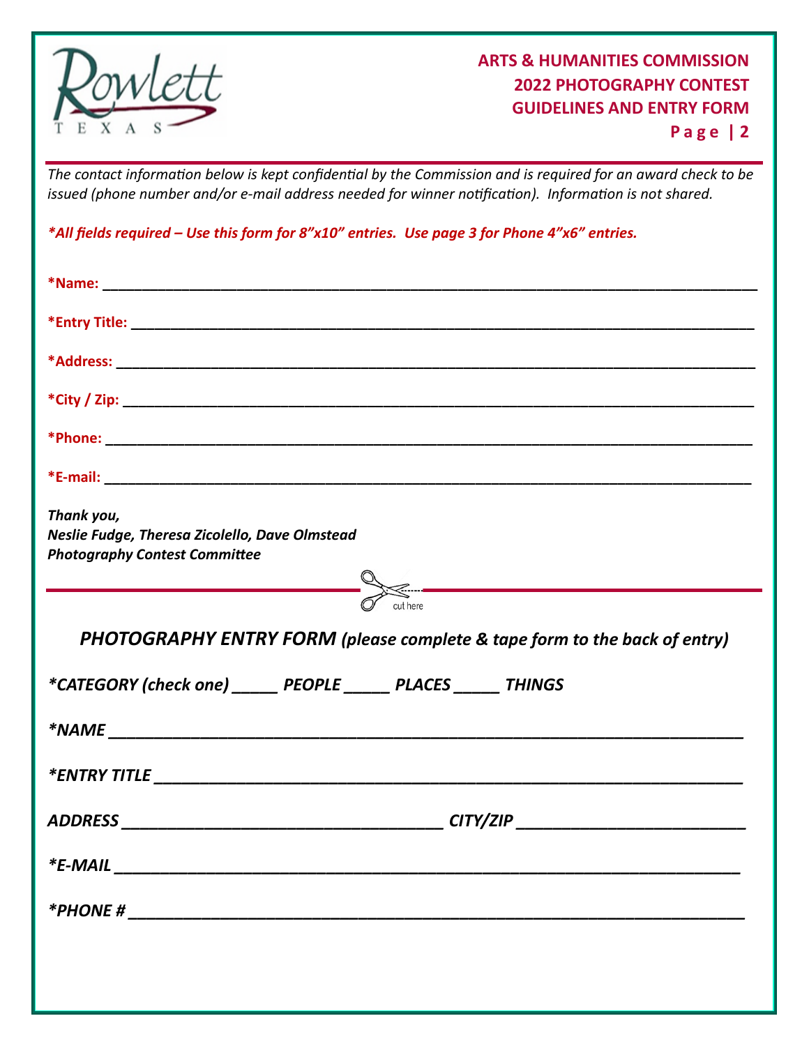# ARTS & HUMANITIES COMMISSION
# 2022 PHOTOGRAPHY CONTEST
# GUIDELINES AND ENTRY FORM

*The contact information below is kept confidential by the Commission and is required for an award check to be issued (phone number and/or e-mail address needed for winner notification). Information is not shared.*

***All fields required – Use this form for 8"x10" entries. Use page 3 for Phone 4"x6" entries.***

**\*Name:** ______________________________________________________________

**\*Entry Title:** ______________________________________________________________

**\*Address:** ______________________________________________________________

**\*City / Zip:** ______________________________________________________________

**\*Phone:** ______________________________________________________________

**\*E-mail:** ______________________________________________________________

***Thank you,***
***Neslie Fudge, Theresa Zicolello, Dave Olmstead***
***Photography Contest Committee***

---
cut here

## *PHOTOGRAPHY ENTRY FORM (please complete & tape form to the back of entry)*

***\*CATEGORY (check one) _____ PEOPLE _____ PLACES _____ THINGS***

***\*NAME*** ______________________________________________________________

***\*ENTRY TITLE*** ______________________________________________________________

***ADDRESS*** ___________________________________ ***CITY/ZIP*** _________________________

***\*E-MAIL*** ______________________________________________________________

***\*PHONE #*** ______________________________________________________________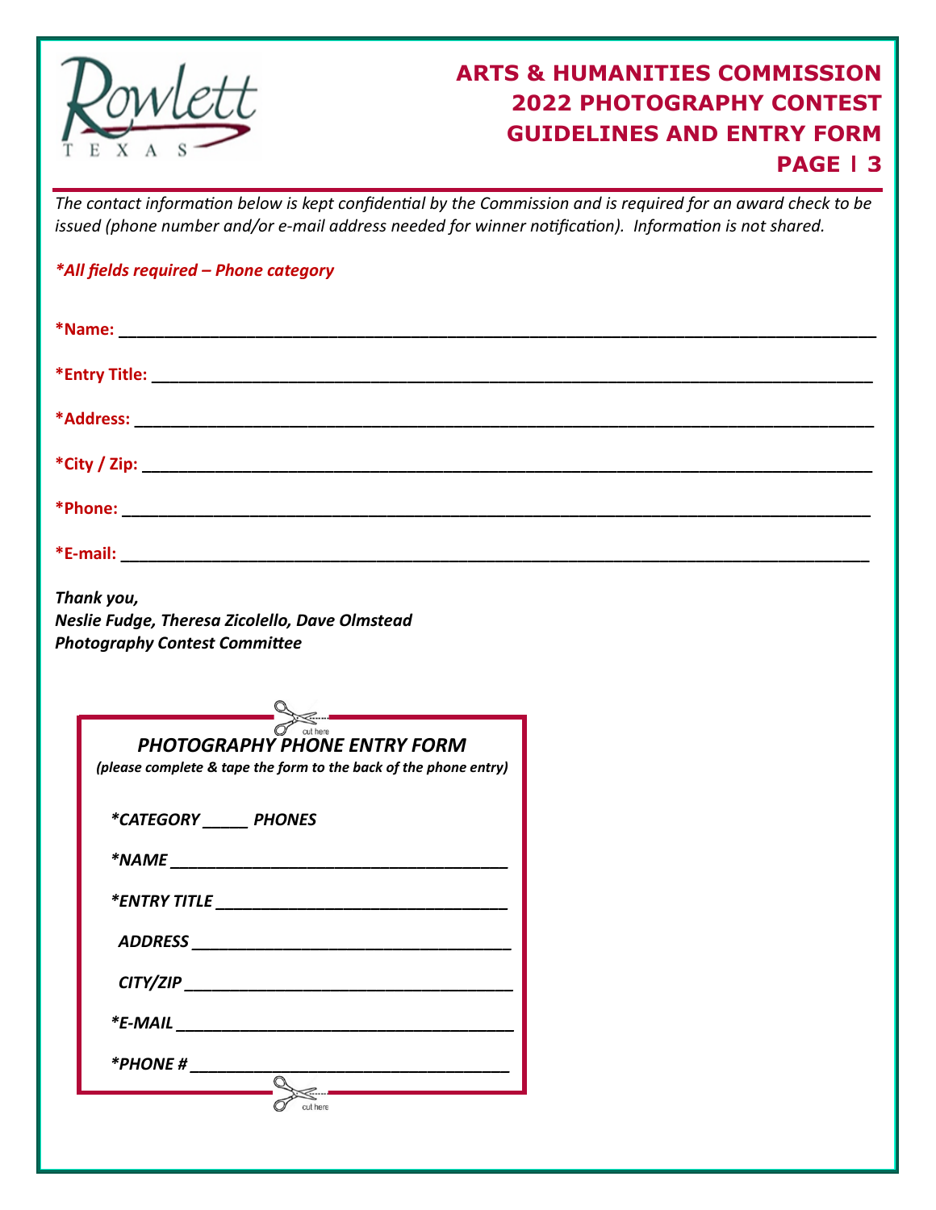# ARTS & HUMANITIES COMMISSION
# 2022 PHOTOGRAPHY CONTEST
# GUIDELINES AND ENTRY FORM

*The contact information below is kept confidential by the Commission and is required for an award check to be issued (phone number and/or e-mail address needed for winner notification). Information is not shared.*

***All fields required – Phone category**

**\*Name:** ______________________________________________________________

**\*Entry Title:** ______________________________________________________________

**\*Address:** ______________________________________________________________

**\*City / Zip:** ______________________________________________________________

**\*Phone:** ______________________________________________________________

**\*E-mail:** ______________________________________________________________

***Thank you,***
***Neslie Fudge, Theresa Zicolello, Dave Olmstead***
***Photography Contest Committee***

cut here

***PHOTOGRAPHY PHONE ENTRY FORM***

***(please complete & tape the form to the back of the phone entry)***

***\*CATEGORY _____ PHONES***

***\*NAME*** ________________________________

***\*ENTRY TITLE*** ________________________________

***ADDRESS*** ________________________________

***CITY/ZIP*** ________________________________

***\*E-MAIL*** ________________________________

***\*PHONE #*** ________________________________

cut here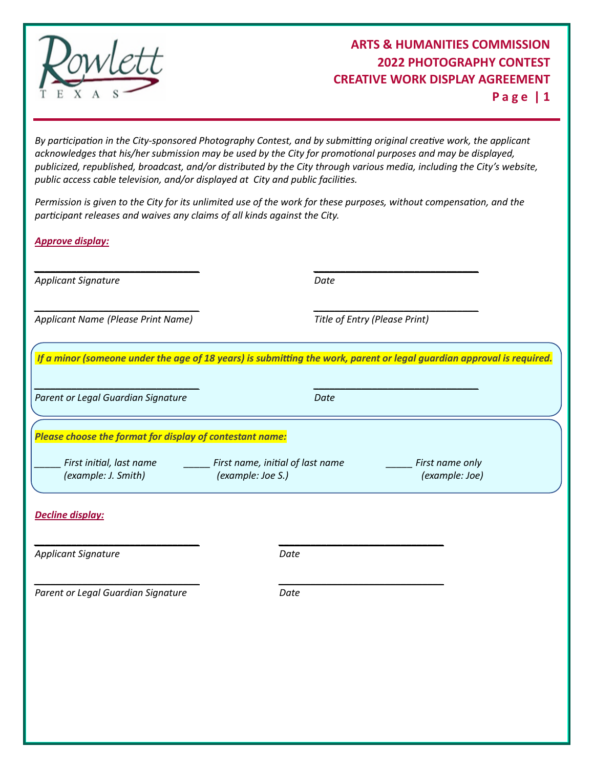# ARTS & HUMANITIES COMMISSION
## 2022 PHOTOGRAPHY CONTEST
## CREATIVE WORK DISPLAY AGREEMENT

*By participation in the City-sponsored Photography Contest, and by submitting original creative work, the applicant acknowledges that his/her submission may be used by the City for promotional purposes and may be displayed, publicized, republished, broadcast, and/or distributed by the City through various media, including the City's website, public access cable television, and/or displayed at City and public facilities.*

*Permission is given to the City for its unlimited use of the work for these purposes, without compensation, and the participant releases and waives any claims of all kinds against the City.*

***Approve display:***

______________________________ ______________________________

*Applicant Signature* *Date*

______________________________ ______________________________

*Applicant Name (Please Print Name)* *Title of Entry (Please Print)*

***If a minor (someone under the age of 18 years) is submitting the work, parent or legal guardian approval is required.***

______________________________ ______________________________

*Parent or Legal Guardian Signature* *Date*

***Please choose the format for display of contestant name:***

_____ *First initial, last name (example: J. Smith)*

_____ *First name, initial of last name (example: Joe S.)*

_____ *First name only (example: Joe)*

***Decline display:***

______________________________ ______________________________

*Applicant Signature* *Date*

______________________________ ______________________________

*Parent or Legal Guardian Signature* *Date*